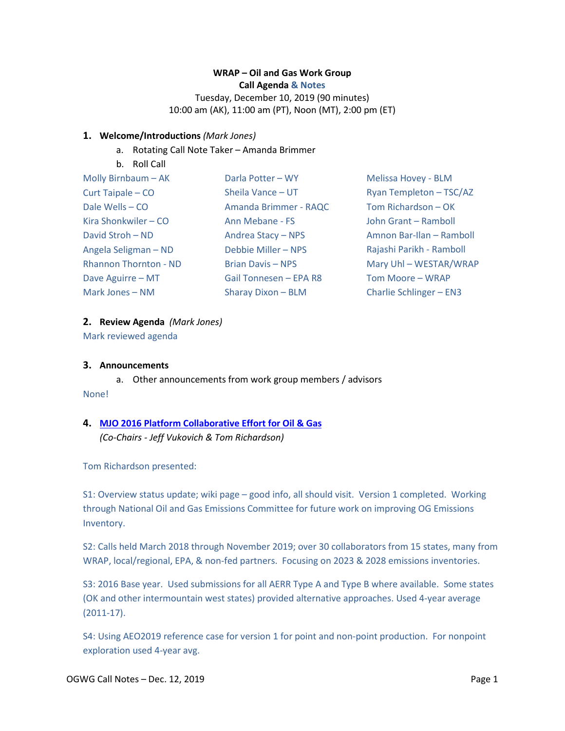**WRAP – Oil and Gas Work Group**
**Call Agenda & Notes**
Tuesday, December 10, 2019 (90 minutes)
10:00 am (AK), 11:00 am (PT), Noon (MT), 2:00 pm (ET)

1. **Welcome/Introductions** *(Mark Jones)*
   a. Rotating Call Note Taker – Amanda Brimmer
   b. Roll Call

| | | |
|---|---|---|
| Molly Birnbaum – AK | Darla Potter – WY | Melissa Hovey - BLM |
| Curt Taipale – CO | Sheila Vance – UT | Ryan Templeton – TSC/AZ |
| Dale Wells – CO | Amanda Brimmer - RAQC | Tom Richardson – OK |
| Kira Shonkwiler – CO | Ann Mebane - FS | John Grant – Ramboll |
| David Stroh – ND | Andrea Stacy – NPS | Amnon Bar-Ilan – Ramboll |
| Angela Seligman – ND | Debbie Miller – NPS | Rajashi Parikh - Ramboll |
| Rhannon Thornton - ND | Brian Davis – NPS | Mary Uhl – WESTAR/WRAP |
| Dave Aguirre – MT | Gail Tonnesen – EPA R8 | Tom Moore – WRAP |
| Mark Jones – NM | Sharay Dixon – BLM | Charlie Schlinger – EN3 |

2. **Review Agenda** *(Mark Jones)*

Mark reviewed agenda

3. **Announcements**
   a. Other announcements from work group members / advisors

None!

4. **MJO 2016 Platform Collaborative Effort for Oil & Gas**
   *(Co-Chairs - Jeff Vukovich & Tom Richardson)*

Tom Richardson presented:

S1: Overview status update; wiki page – good info, all should visit. Version 1 completed. Working through National Oil and Gas Emissions Committee for future work on improving OG Emissions Inventory.

S2: Calls held March 2018 through November 2019; over 30 collaborators from 15 states, many from WRAP, local/regional, EPA, & non-fed partners. Focusing on 2023 & 2028 emissions inventories.

S3: 2016 Base year. Used submissions for all AERR Type A and Type B where available. Some states (OK and other intermountain west states) provided alternative approaches. Used 4-year average (2011-17).

S4: Using AEO2019 reference case for version 1 for point and non-point production. For nonpoint exploration used 4-year avg.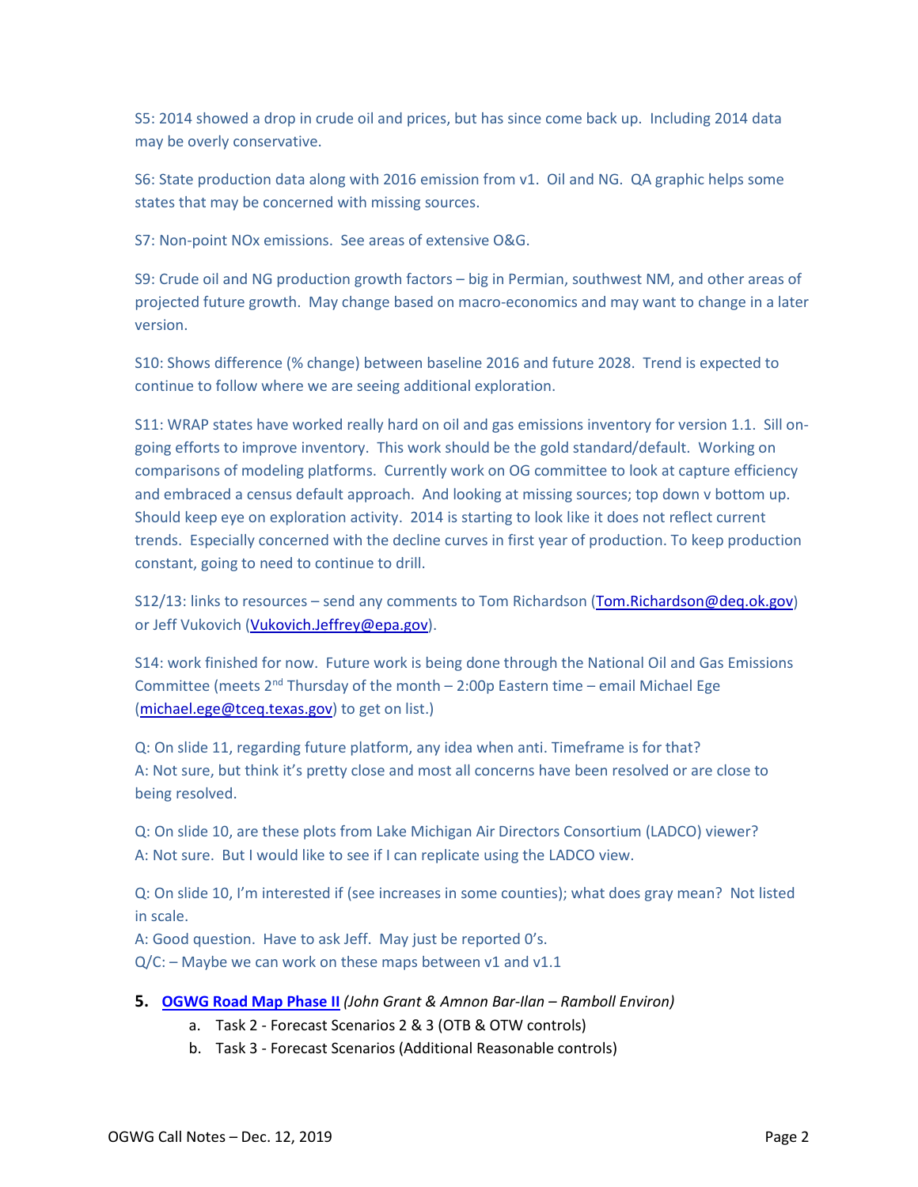S5: 2014 showed a drop in crude oil and prices, but has since come back up. Including 2014 data may be overly conservative.

S6: State production data along with 2016 emission from v1. Oil and NG. QA graphic helps some states that may be concerned with missing sources.

S7: Non-point NOx emissions. See areas of extensive O&G.

S9: Crude oil and NG production growth factors – big in Permian, southwest NM, and other areas of projected future growth. May change based on macro-economics and may want to change in a later version.

S10: Shows difference (% change) between baseline 2016 and future 2028. Trend is expected to continue to follow where we are seeing additional exploration.

S11: WRAP states have worked really hard on oil and gas emissions inventory for version 1.1. Sill on-going efforts to improve inventory. This work should be the gold standard/default. Working on comparisons of modeling platforms. Currently work on OG committee to look at capture efficiency and embraced a census default approach. And looking at missing sources; top down v bottom up. Should keep eye on exploration activity. 2014 is starting to look like it does not reflect current trends. Especially concerned with the decline curves in first year of production. To keep production constant, going to need to continue to drill.

S12/13: links to resources – send any comments to Tom Richardson (Tom.Richardson@deq.ok.gov) or Jeff Vukovich (Vukovich.Jeffrey@epa.gov).

S14: work finished for now. Future work is being done through the National Oil and Gas Emissions Committee (meets 2nd Thursday of the month – 2:00p Eastern time – email Michael Ege (michael.ege@tceq.texas.gov) to get on list.)

Q: On slide 11, regarding future platform, any idea when anti. Timeframe is for that?
A: Not sure, but think it's pretty close and most all concerns have been resolved or are close to being resolved.

Q: On slide 10, are these plots from Lake Michigan Air Directors Consortium (LADCO) viewer?
A: Not sure. But I would like to see if I can replicate using the LADCO view.

Q: On slide 10, I'm interested if (see increases in some counties); what does gray mean? Not listed in scale.
A: Good question. Have to ask Jeff. May just be reported 0's.
Q/C: – Maybe we can work on these maps between v1 and v1.1

5. **OGWG Road Map Phase II** *(John Grant & Amnon Bar-Ilan – Ramboll Environ)*
   a. Task 2 - Forecast Scenarios 2 & 3 (OTB & OTW controls)
   b. Task 3 - Forecast Scenarios (Additional Reasonable controls)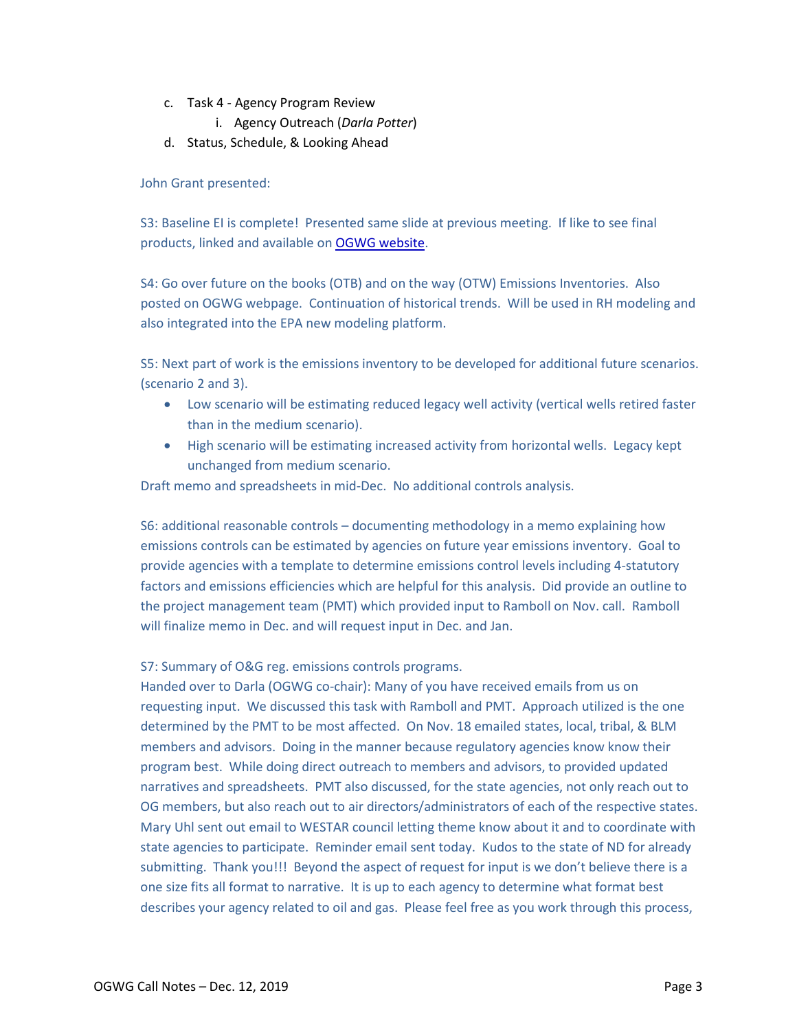c. Task 4 - Agency Program Review
    i. Agency Outreach (*Darla Potter*)
d. Status, Schedule, & Looking Ahead

John Grant presented:

S3: Baseline EI is complete! Presented same slide at previous meeting. If like to see final products, linked and available on [OGWG website]().

S4: Go over future on the books (OTB) and on the way (OTW) Emissions Inventories. Also posted on OGWG webpage. Continuation of historical trends. Will be used in RH modeling and also integrated into the EPA new modeling platform.

S5: Next part of work is the emissions inventory to be developed for additional future scenarios. (scenario 2 and 3).

- Low scenario will be estimating reduced legacy well activity (vertical wells retired faster than in the medium scenario).
- High scenario will be estimating increased activity from horizontal wells. Legacy kept unchanged from medium scenario.

Draft memo and spreadsheets in mid-Dec. No additional controls analysis.

S6: additional reasonable controls – documenting methodology in a memo explaining how emissions controls can be estimated by agencies on future year emissions inventory. Goal to provide agencies with a template to determine emissions control levels including 4-statutory factors and emissions efficiencies which are helpful for this analysis. Did provide an outline to the project management team (PMT) which provided input to Ramboll on Nov. call. Ramboll will finalize memo in Dec. and will request input in Dec. and Jan.

S7: Summary of O&G reg. emissions controls programs.
Handed over to Darla (OGWG co-chair): Many of you have received emails from us on requesting input. We discussed this task with Ramboll and PMT. Approach utilized is the one determined by the PMT to be most affected. On Nov. 18 emailed states, local, tribal, & BLM members and advisors. Doing in the manner because regulatory agencies know know their program best. While doing direct outreach to members and advisors, to provided updated narratives and spreadsheets. PMT also discussed, for the state agencies, not only reach out to OG members, but also reach out to air directors/administrators of each of the respective states. Mary Uhl sent out email to WESTAR council letting theme know about it and to coordinate with state agencies to participate. Reminder email sent today. Kudos to the state of ND for already submitting. Thank you!!! Beyond the aspect of request for input is we don't believe there is a one size fits all format to narrative. It is up to each agency to determine what format best describes your agency related to oil and gas. Please feel free as you work through this process,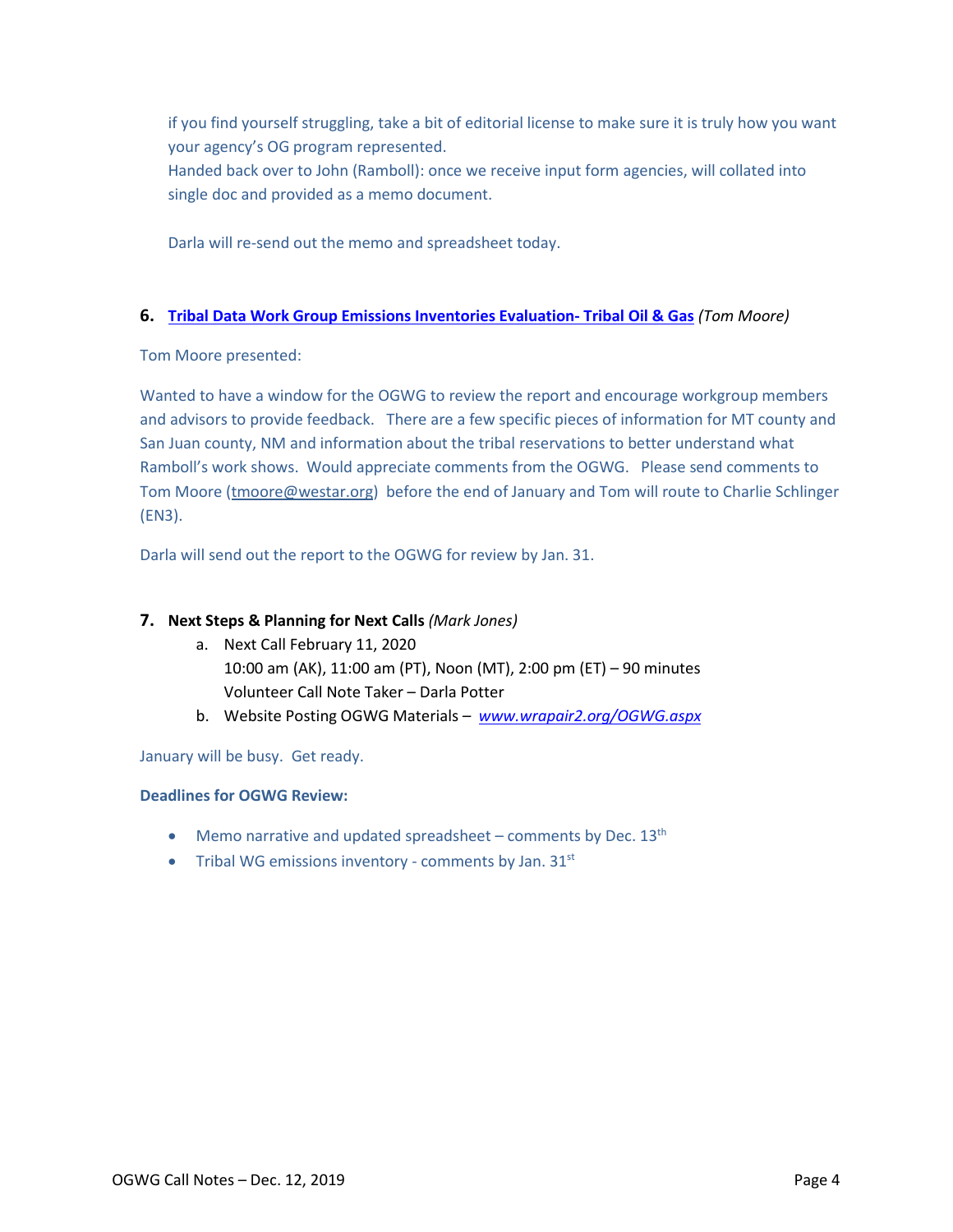if you find yourself struggling, take a bit of editorial license to make sure it is truly how you want your agency's OG program represented.
Handed back over to John (Ramboll): once we receive input form agencies, will collated into single doc and provided as a memo document.

Darla will re-send out the memo and spreadsheet today.

### 6. Tribal Data Work Group Emissions Inventories Evaluation- Tribal Oil & Gas *(Tom Moore)*

Tom Moore presented:

Wanted to have a window for the OGWG to review the report and encourage workgroup members and advisors to provide feedback. There are a few specific pieces of information for MT county and San Juan county, NM and information about the tribal reservations to better understand what Ramboll's work shows. Would appreciate comments from the OGWG. Please send comments to Tom Moore (tmoore@westar.org) before the end of January and Tom will route to Charlie Schlinger (EN3).

Darla will send out the report to the OGWG for review by Jan. 31.

### 7. Next Steps & Planning for Next Calls *(Mark Jones)*

a. Next Call February 11, 2020
   10:00 am (AK), 11:00 am (PT), Noon (MT), 2:00 pm (ET) – 90 minutes
   Volunteer Call Note Taker – Darla Potter
b. Website Posting OGWG Materials – *www.wrapair2.org/OGWG.aspx*

January will be busy. Get ready.

**Deadlines for OGWG Review:**

- Memo narrative and updated spreadsheet – comments by Dec. 13th
- Tribal WG emissions inventory - comments by Jan. 31st